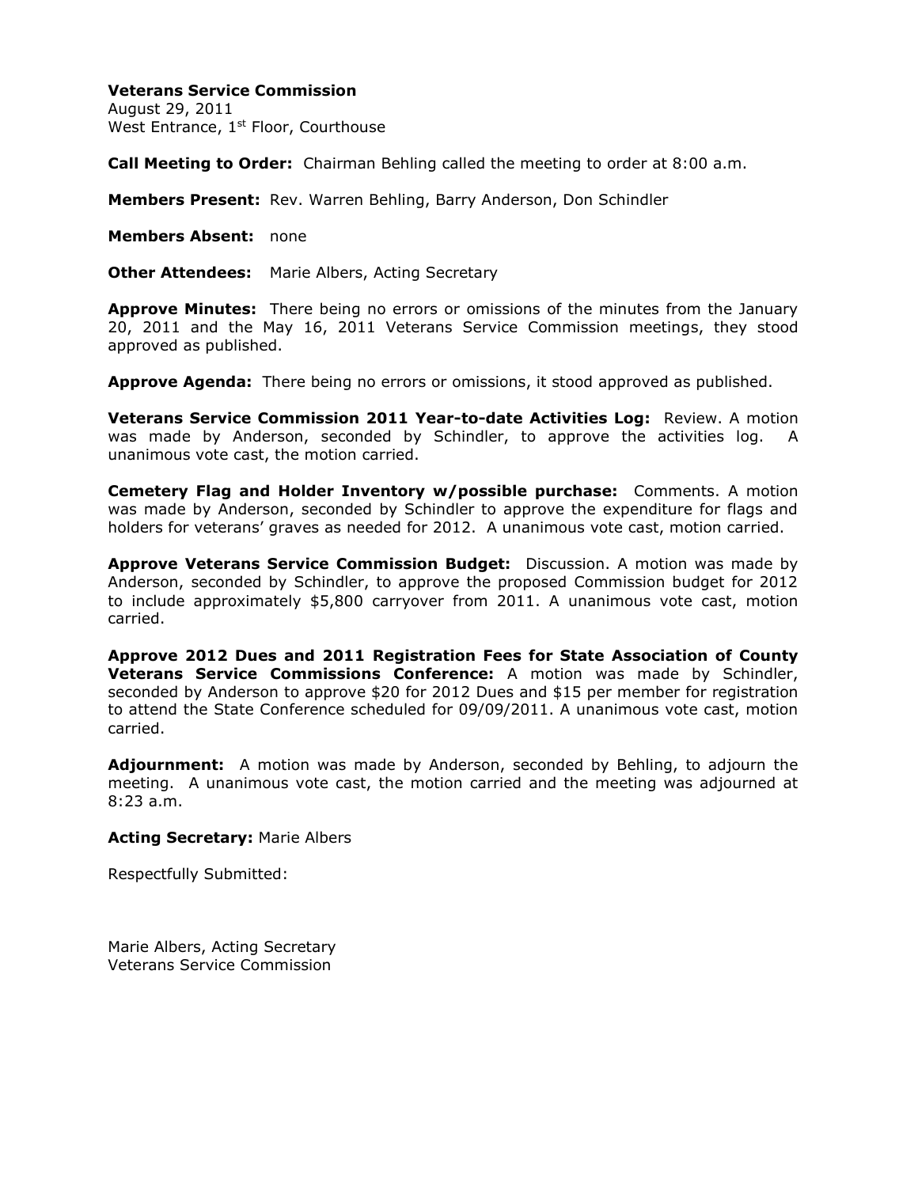**Veterans Service Commission**
August 29, 2011
West Entrance, 1st Floor, Courthouse

**Call Meeting to Order:** Chairman Behling called the meeting to order at 8:00 a.m.

**Members Present:** Rev. Warren Behling, Barry Anderson, Don Schindler

**Members Absent:** none

**Other Attendees:** Marie Albers, Acting Secretary

**Approve Minutes:** There being no errors or omissions of the minutes from the January 20, 2011 and the May 16, 2011 Veterans Service Commission meetings, they stood approved as published.

**Approve Agenda:** There being no errors or omissions, it stood approved as published.

**Veterans Service Commission 2011 Year-to-date Activities Log:** Review. A motion was made by Anderson, seconded by Schindler, to approve the activities log. A unanimous vote cast, the motion carried.

**Cemetery Flag and Holder Inventory w/possible purchase:** Comments. A motion was made by Anderson, seconded by Schindler to approve the expenditure for flags and holders for veterans' graves as needed for 2012. A unanimous vote cast, motion carried.

**Approve Veterans Service Commission Budget:** Discussion. A motion was made by Anderson, seconded by Schindler, to approve the proposed Commission budget for 2012 to include approximately $5,800 carryover from 2011. A unanimous vote cast, motion carried.

**Approve 2012 Dues and 2011 Registration Fees for State Association of County Veterans Service Commissions Conference:** A motion was made by Schindler, seconded by Anderson to approve $20 for 2012 Dues and $15 per member for registration to attend the State Conference scheduled for 09/09/2011. A unanimous vote cast, motion carried.

**Adjournment:** A motion was made by Anderson, seconded by Behling, to adjourn the meeting. A unanimous vote cast, the motion carried and the meeting was adjourned at 8:23 a.m.

**Acting Secretary:** Marie Albers

Respectfully Submitted:

Marie Albers, Acting Secretary
Veterans Service Commission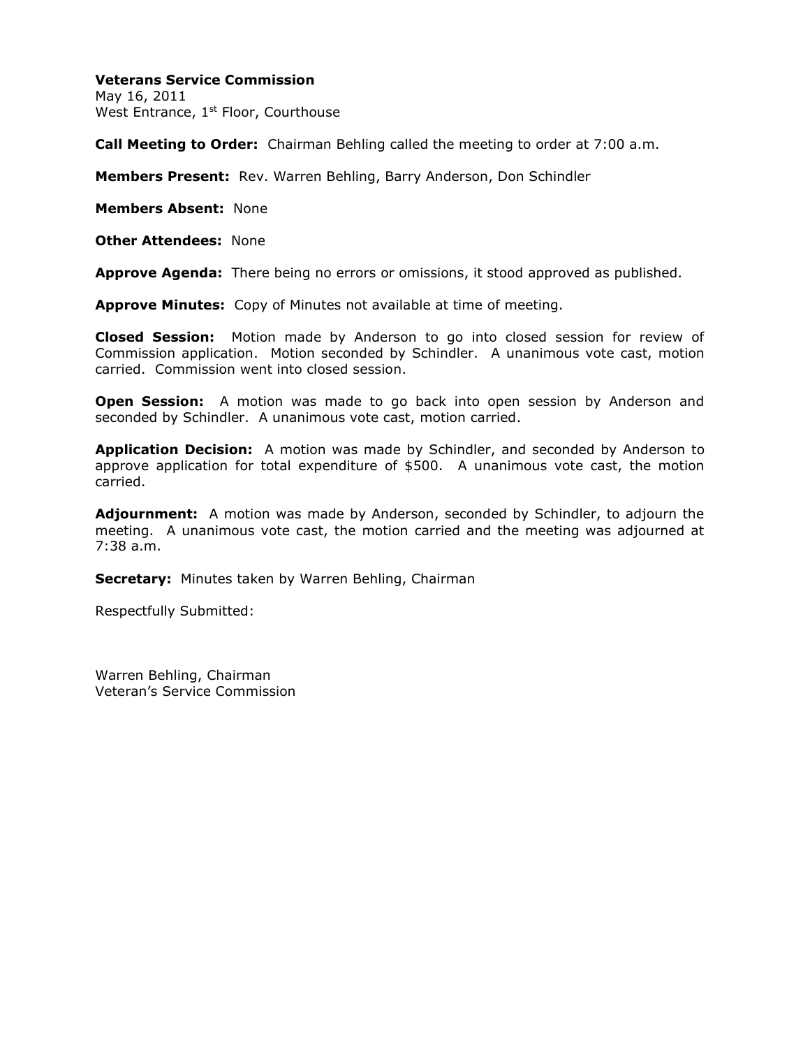**Veterans Service Commission**
May 16, 2011
West Entrance, 1st Floor, Courthouse

**Call Meeting to Order:** Chairman Behling called the meeting to order at 7:00 a.m.

**Members Present:** Rev. Warren Behling, Barry Anderson, Don Schindler

**Members Absent:** None

**Other Attendees:** None

**Approve Agenda:** There being no errors or omissions, it stood approved as published.

**Approve Minutes:** Copy of Minutes not available at time of meeting.

**Closed Session:** Motion made by Anderson to go into closed session for review of Commission application. Motion seconded by Schindler. A unanimous vote cast, motion carried. Commission went into closed session.

**Open Session:** A motion was made to go back into open session by Anderson and seconded by Schindler. A unanimous vote cast, motion carried.

**Application Decision:** A motion was made by Schindler, and seconded by Anderson to approve application for total expenditure of $500. A unanimous vote cast, the motion carried.

**Adjournment:** A motion was made by Anderson, seconded by Schindler, to adjourn the meeting. A unanimous vote cast, the motion carried and the meeting was adjourned at 7:38 a.m.

**Secretary:** Minutes taken by Warren Behling, Chairman

Respectfully Submitted:

Warren Behling, Chairman
Veteran's Service Commission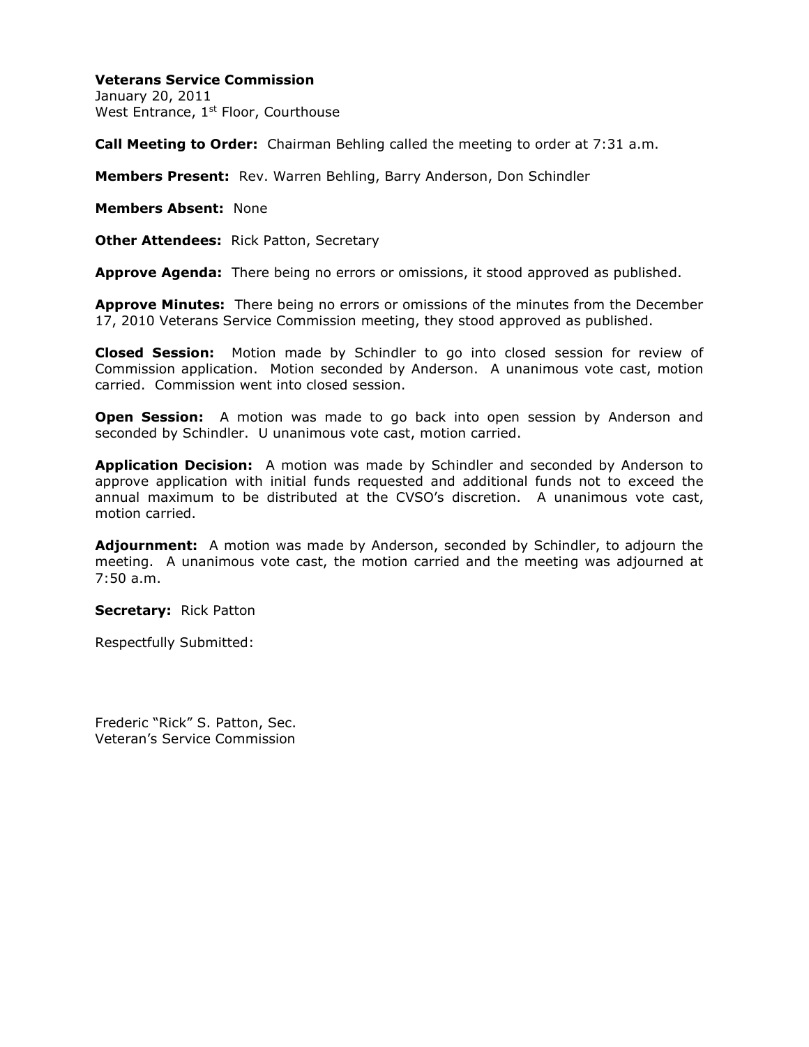**Veterans Service Commission**
January 20, 2011
West Entrance, 1st Floor, Courthouse

**Call Meeting to Order:** Chairman Behling called the meeting to order at 7:31 a.m.

**Members Present:** Rev. Warren Behling, Barry Anderson, Don Schindler

**Members Absent:** None

**Other Attendees:** Rick Patton, Secretary

**Approve Agenda:** There being no errors or omissions, it stood approved as published.

**Approve Minutes:** There being no errors or omissions of the minutes from the December 17, 2010 Veterans Service Commission meeting, they stood approved as published.

**Closed Session:** Motion made by Schindler to go into closed session for review of Commission application. Motion seconded by Anderson. A unanimous vote cast, motion carried. Commission went into closed session.

**Open Session:** A motion was made to go back into open session by Anderson and seconded by Schindler. U unanimous vote cast, motion carried.

**Application Decision:** A motion was made by Schindler and seconded by Anderson to approve application with initial funds requested and additional funds not to exceed the annual maximum to be distributed at the CVSO's discretion. A unanimous vote cast, motion carried.

**Adjournment:** A motion was made by Anderson, seconded by Schindler, to adjourn the meeting. A unanimous vote cast, the motion carried and the meeting was adjourned at 7:50 a.m.

**Secretary:** Rick Patton

Respectfully Submitted:

Frederic "Rick" S. Patton, Sec.
Veteran's Service Commission